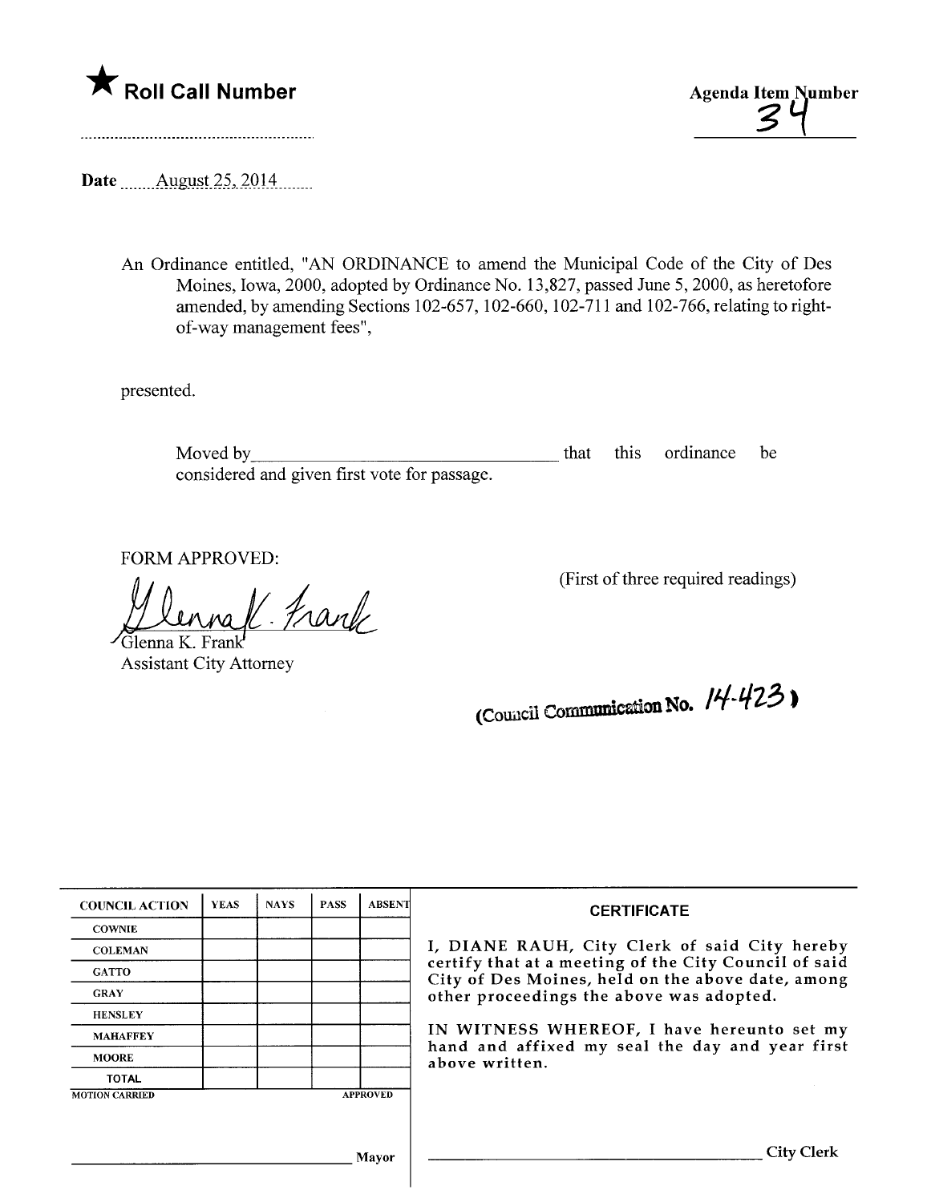★ **Roll Call Number**

**Agenda Item Number**
34

Date August 25, 2014

An Ordinance entitled, "AN ORDINANCE to amend the Municipal Code of the City of Des Moines, Iowa, 2000, adopted by Ordinance No. 13,827, passed June 5, 2000, as heretofore amended, by amending Sections 102-657, 102-660, 102-711 and 102-766, relating to right-of-way management fees",

presented.

Moved by\_\_\_\_\_\_\_\_\_\_\_\_\_\_\_\_\_\_\_\_\_\_\_\_\_\_\_\_\_\_\_\_ that this ordinance be considered and given first vote for passage.

FORM APPROVED:

Glenna K. Frank
Assistant City Attorney

(First of three required readings)

(Council Communication No. 14-423)

| COUNCIL ACTION | YEAS | NAYS | PASS | ABSENT |
|---|---|---|---|---|
| COWNIE | | | | |
| COLEMAN | | | | |
| GATTO | | | | |
| GRAY | | | | |
| HENSLEY | | | | |
| MAHAFFEY | | | | |
| MOORE | | | | |
| TOTAL | | | | |

MOTION CARRIED APPROVED

\_\_\_\_\_\_\_\_\_\_\_\_\_\_\_\_\_\_\_\_\_\_\_\_\_\_\_\_\_\_\_\_ Mayor

**CERTIFICATE**

I, DIANE RAUH, City Clerk of said City hereby certify that at a meeting of the City Council of said City of Des Moines, held on the above date, among other proceedings the above was adopted.

IN WITNESS WHEREOF, I have hereunto set my hand and affixed my seal the day and year first above written.

\_\_\_\_\_\_\_\_\_\_\_\_\_\_\_\_\_\_\_\_\_\_\_\_\_\_\_\_\_\_\_\_ City Clerk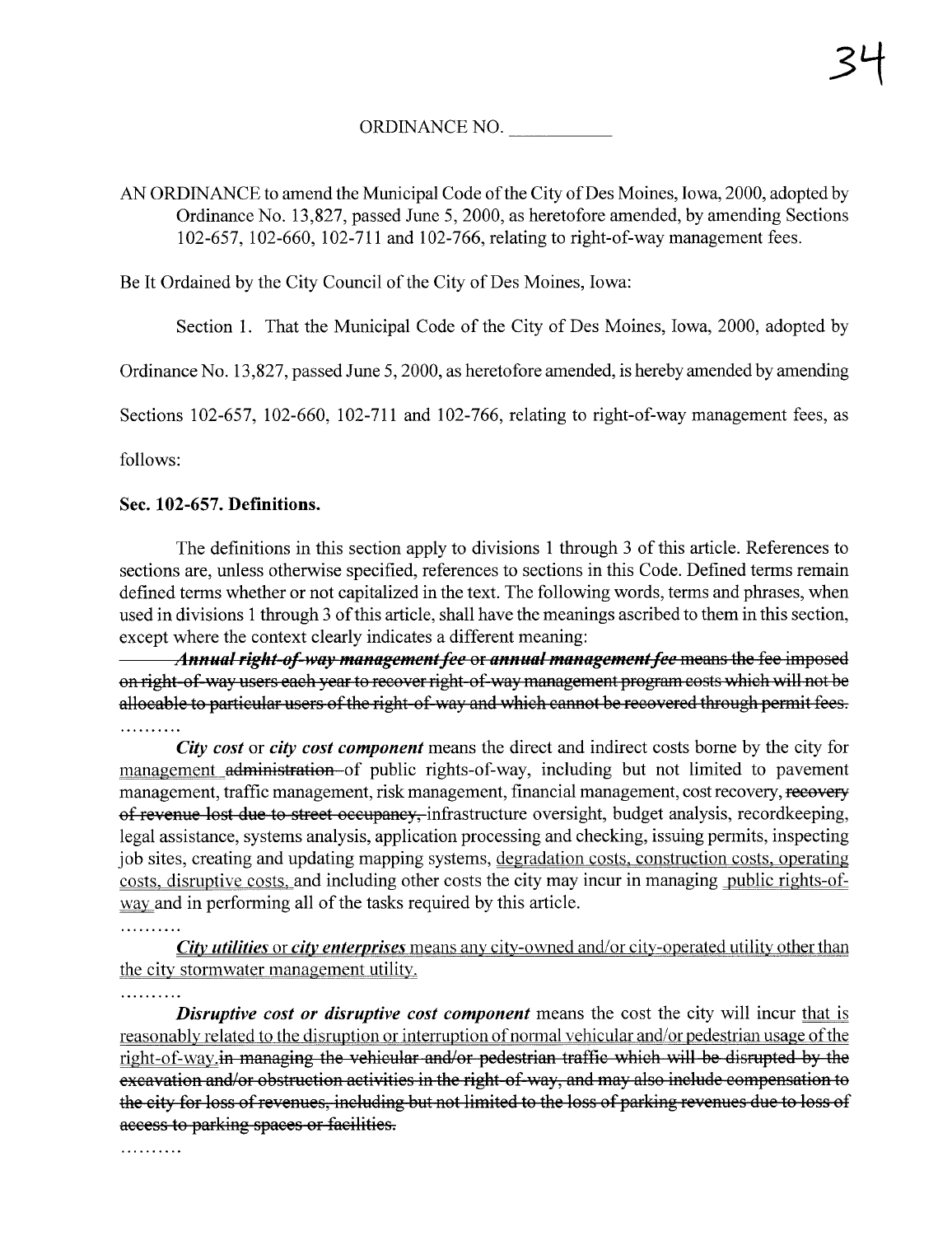ORDINANCE NO. ___________

AN ORDINANCE to amend the Municipal Code of the City of Des Moines, Iowa, 2000, adopted by Ordinance No. 13,827, passed June 5, 2000, as heretofore amended, by amending Sections 102-657, 102-660, 102-711 and 102-766, relating to right-of-way management fees.

Be It Ordained by the City Council of the City of Des Moines, Iowa:

Section 1. That the Municipal Code of the City of Des Moines, Iowa, 2000, adopted by Ordinance No. 13,827, passed June 5, 2000, as heretofore amended, is hereby amended by amending Sections 102-657, 102-660, 102-711 and 102-766, relating to right-of-way management fees, as follows:

**Sec. 102-657. Definitions.**

The definitions in this section apply to divisions 1 through 3 of this article. References to sections are, unless otherwise specified, references to sections in this Code. Defined terms remain defined terms whether or not capitalized in the text. The following words, terms and phrases, when used in divisions 1 through 3 of this article, shall have the meanings ascribed to them in this section, except where the context clearly indicates a different meaning:

~~***Annual right-of-way management fee*** or ***annual management fee*** means the fee imposed on right-of-way users each year to recover right-of-way management program costs which will not be allocable to particular users of the right-of-way and which cannot be recovered through permit fees.~~

..........

***City cost*** or ***city cost component*** means the direct and indirect costs borne by the city for <u>management</u> ~~administration~~ of public rights-of-way, including but not limited to pavement management, traffic management, risk management, financial management, cost recovery, ~~recovery of revenue lost due to street occupancy,~~ infrastructure oversight, budget analysis, recordkeeping, legal assistance, systems analysis, application processing and checking, issuing permits, inspecting job sites, creating and updating mapping systems, <u>degradation costs, construction costs, operating costs, disruptive costs,</u> and including other costs the city may incur in managing <u>public rights-of-way</u> and in performing all of the tasks required by this article.

..........

<u>***City utilities*** or ***city enterprises*** means any city-owned and/or city-operated utility other than the city stormwater management utility.</u>

..........

***Disruptive cost or disruptive cost component*** means the cost the city will incur <u>that is reasonably related to the disruption or interruption of normal vehicular and/or pedestrian usage of the right-of-way.</u> ~~in managing the vehicular and/or pedestrian traffic which will be disrupted by the excavation and/or obstruction activities in the right-of-way, and may also include compensation to the city for loss of revenues, including but not limited to the loss of parking revenues due to loss of access to parking spaces or facilities.~~

..........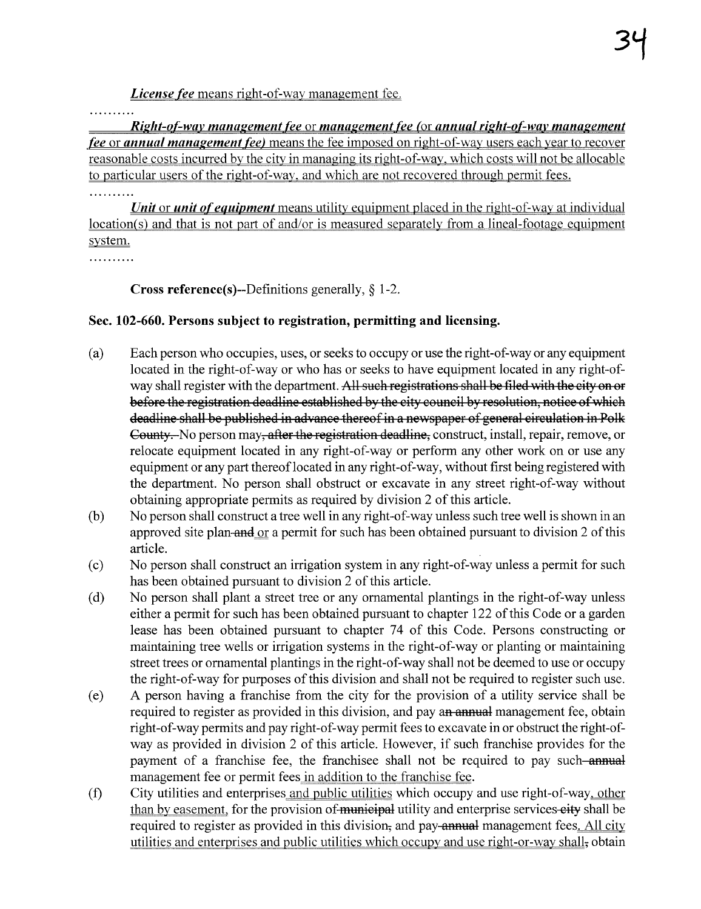***License fee*** means right-of-way management fee.

..........

***Right-of-way management fee*** or ***management fee*** (or ***annual right-of-way management fee*** or ***annual management fee***) means the fee imposed on right-of-way users each year to recover reasonable costs incurred by the city in managing its right-of-way, which costs will not be allocable to particular users of the right-of-way, and which are not recovered through permit fees.

..........

***Unit*** or ***unit of equipment*** means utility equipment placed in the right-of-way at individual location(s) and that is not part of and/or is measured separately from a lineal-footage equipment system.

..........

**Cross reference(s)**--Definitions generally, § 1-2.

### Sec. 102-660. Persons subject to registration, permitting and licensing.

(a) Each person who occupies, uses, or seeks to occupy or use the right-of-way or any equipment located in the right-of-way or who has or seeks to have equipment located in any right-of-way shall register with the department. ~~All such registrations shall be filed with the city on or before the registration deadline established by the city council by resolution, notice of which deadline shall be published in advance thereof in a newspaper of general circulation in Polk County.~~ No person may~~, after the registration deadline,~~ construct, install, repair, remove, or relocate equipment located in any right-of-way or perform any other work on or use any equipment or any part thereof located in any right-of-way, without first being registered with the department. No person shall obstruct or excavate in any street right-of-way without obtaining appropriate permits as required by division 2 of this article.

(b) No person shall construct a tree well in any right-of-way unless such tree well is shown in an approved site plan ~~and~~ or a permit for such has been obtained pursuant to division 2 of this article.

(c) No person shall construct an irrigation system in any right-of-way unless a permit for such has been obtained pursuant to division 2 of this article.

(d) No person shall plant a street tree or any ornamental plantings in the right-of-way unless either a permit for such has been obtained pursuant to chapter 122 of this Code or a garden lease has been obtained pursuant to chapter 74 of this Code. Persons constructing or maintaining tree wells or irrigation systems in the right-of-way or planting or maintaining street trees or ornamental plantings in the right-of-way shall not be deemed to use or occupy the right-of-way for purposes of this division and shall not be required to register such use.

(e) A person having a franchise from the city for the provision of a utility service shall be required to register as provided in this division, and pay a~~n annual~~ management fee, obtain right-of-way permits and pay right-of-way permit fees to excavate in or obstruct the right-of-way as provided in division 2 of this article. However, if such franchise provides for the payment of a franchise fee, the franchisee shall not be required to pay such ~~annual~~ management fee or permit fees in addition to the franchise fee.

(f) City utilities and enterprises and public utilities which occupy and use right-of-way, other than by easement, for the provision of ~~municipal~~ utility and enterprise services ~~city~~ shall be required to register as provided in this division~~,~~ and pay ~~annual~~ management fees. All city utilities and enterprises and public utilities which occupy and use right-or-way shall~~,~~ obtain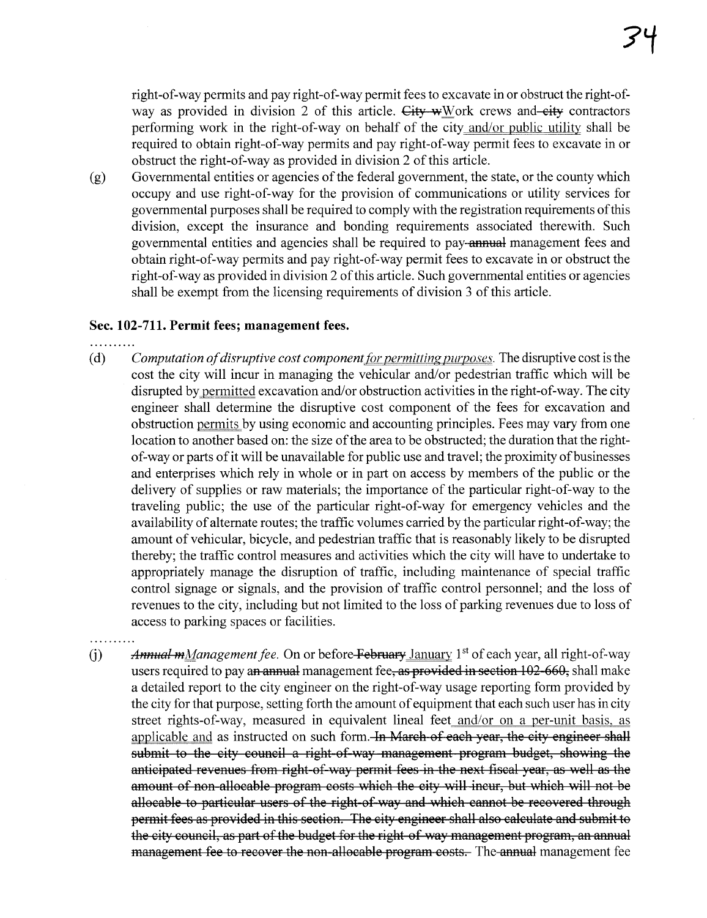right-of-way permits and pay right-of-way permit fees to excavate in or obstruct the right-of-way as provided in division 2 of this article. ~~City w~~Work crews and ~~city~~ contractors performing work in the right-of-way on behalf of the city and/or public utility shall be required to obtain right-of-way permits and pay right-of-way permit fees to excavate in or obstruct the right-of-way as provided in division 2 of this article.

(g) Governmental entities or agencies of the federal government, the state, or the county which occupy and use right-of-way for the provision of communications or utility services for governmental purposes shall be required to comply with the registration requirements of this division, except the insurance and bonding requirements associated therewith. Such governmental entities and agencies shall be required to pay ~~annual~~ management fees and obtain right-of-way permits and pay right-of-way permit fees to excavate in or obstruct the right-of-way as provided in division 2 of this article. Such governmental entities or agencies shall be exempt from the licensing requirements of division 3 of this article.

### Sec. 102-711. Permit fees; management fees.

..........

(d) *Computation of disruptive cost component for permitting purposes.* The disruptive cost is the cost the city will incur in managing the vehicular and/or pedestrian traffic which will be disrupted by permitted excavation and/or obstruction activities in the right-of-way. The city engineer shall determine the disruptive cost component of the fees for excavation and obstruction permits by using economic and accounting principles. Fees may vary from one location to another based on: the size of the area to be obstructed; the duration that the right-of-way or parts of it will be unavailable for public use and travel; the proximity of businesses and enterprises which rely in whole or in part on access by members of the public or the delivery of supplies or raw materials; the importance of the particular right-of-way to the traveling public; the use of the particular right-of-way for emergency vehicles and the availability of alternate routes; the traffic volumes carried by the particular right-of-way; the amount of vehicular, bicycle, and pedestrian traffic that is reasonably likely to be disrupted thereby; the traffic control measures and activities which the city will have to undertake to appropriately manage the disruption of traffic, including maintenance of special traffic control signage or signals, and the provision of traffic control personnel; and the loss of revenues to the city, including but not limited to the loss of parking revenues due to loss of access to parking spaces or facilities.

..........

(j) *~~Annual m~~Management fee.* On or before ~~February~~ January 1st of each year, all right-of-way users required to pay ~~an annual~~ management fee~~, as provided in section 102-660,~~ shall make a detailed report to the city engineer on the right-of-way usage reporting form provided by the city for that purpose, setting forth the amount of equipment that each such user has in city street rights-of-way, measured in equivalent lineal feet and/or on a per-unit basis, as applicable and as instructed on such form. ~~In March of each year, the city engineer shall submit to the city council a right-of-way management program budget, showing the anticipated revenues from right-of-way permit fees in the next fiscal year, as well as the amount of non-allocable program costs which the city will incur, but which will not be allocable to particular users of the right-of-way and which cannot be recovered through permit fees as provided in this section. The city engineer shall also calculate and submit to the city council, as part of the budget for the right-of-way management program, an annual management fee to recover the non-allocable program costs.~~ The ~~annual~~ management fee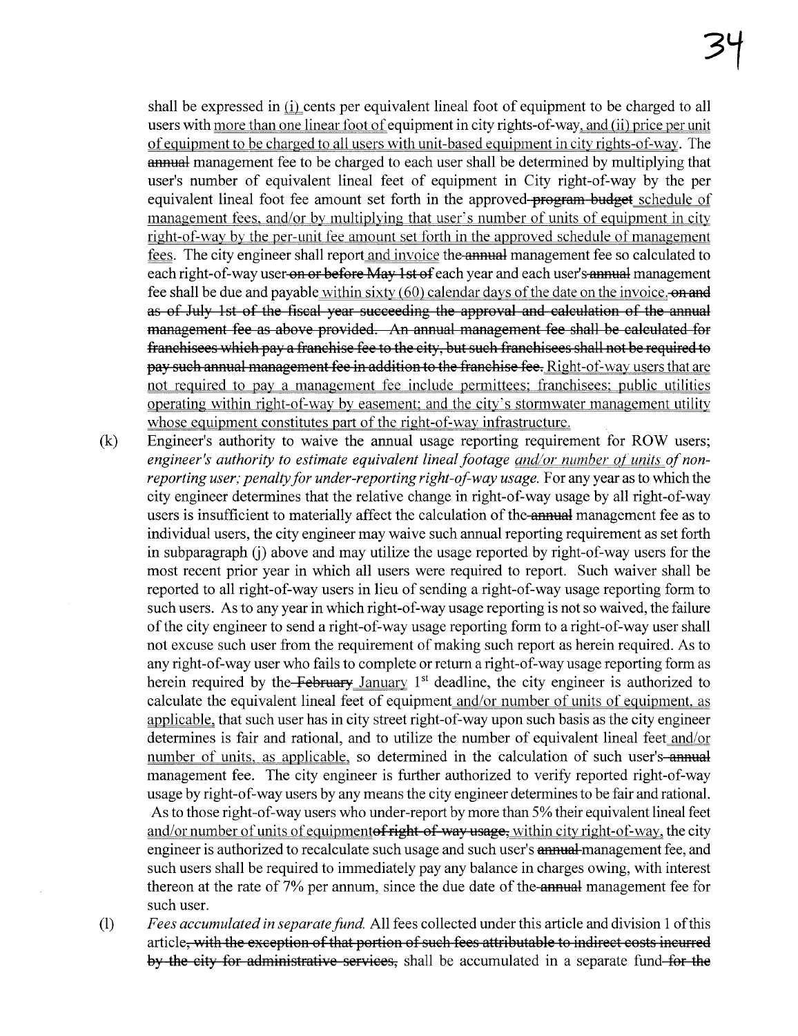shall be expressed in (i) cents per equivalent lineal foot of equipment to be charged to all users with more than one linear foot of equipment in city rights-of-way, and (ii) price per unit of equipment to be charged to all users with unit-based equipment in city rights-of-way. The ~~annual~~ management fee to be charged to each user shall be determined by multiplying that user's number of equivalent lineal feet of equipment in City right-of-way by the per equivalent lineal foot fee amount set forth in the approved ~~program budget~~ schedule of management fees, and/or by multiplying that user's number of units of equipment in city right-of-way by the per-unit fee amount set forth in the approved schedule of management fees. The city engineer shall report and invoice the ~~annual~~ management fee so calculated to each right-of-way user ~~on or before May 1st of~~ each year and each user's ~~annual~~ management fee shall be due and payable within sixty (60) calendar days of the date on the invoice. ~~on and as of July 1st of the fiscal year succeeding the approval and calculation of the annual management fee as above provided. An annual management fee shall be calculated for franchisees which pay a franchise fee to the city, but such franchisees shall not be required to pay such annual management fee in addition to the franchise fee.~~ Right-of-way users that are not required to pay a management fee include permittees; franchisees; public utilities operating within right-of-way by easement; and the city's stormwater management utility whose equipment constitutes part of the right-of-way infrastructure.

(k) Engineer's authority to waive the annual usage reporting requirement for ROW users; *engineer's authority to estimate equivalent lineal footage and/or number of units of non-reporting user; penalty for under-reporting right-of-way usage.* For any year as to which the city engineer determines that the relative change in right-of-way usage by all right-of-way users is insufficient to materially affect the calculation of the ~~annual~~ management fee as to individual users, the city engineer may waive such annual reporting requirement as set forth in subparagraph (j) above and may utilize the usage reported by right-of-way users for the most recent prior year in which all users were required to report. Such waiver shall be reported to all right-of-way users in lieu of sending a right-of-way usage reporting form to such users. As to any year in which right-of-way usage reporting is not so waived, the failure of the city engineer to send a right-of-way usage reporting form to a right-of-way user shall not excuse such user from the requirement of making such report as herein required. As to any right-of-way user who fails to complete or return a right-of-way usage reporting form as herein required by the ~~February~~ January 1st deadline, the city engineer is authorized to calculate the equivalent lineal feet of equipment and/or number of units of equipment, as applicable, that such user has in city street right-of-way upon such basis as the city engineer determines is fair and rational, and to utilize the number of equivalent lineal feet and/or number of units, as applicable, so determined in the calculation of such user's ~~annual~~ management fee. The city engineer is further authorized to verify reported right-of-way usage by right-of-way users by any means the city engineer determines to be fair and rational. As to those right-of-way users who under-report by more than 5% their equivalent lineal feet and/or number of units of equipment ~~of right-of-way usage,~~ within city right-of-way, the city engineer is authorized to recalculate such usage and such user's ~~annual~~ management fee, and such users shall be required to immediately pay any balance in charges owing, with interest thereon at the rate of 7% per annum, since the due date of the ~~annual~~ management fee for such user.

(l) *Fees accumulated in separate fund.* All fees collected under this article and division 1 of this article~~, with the exception of that portion of such fees attributable to indirect costs incurred by the city for administrative services,~~ shall be accumulated in a separate fund ~~for the~~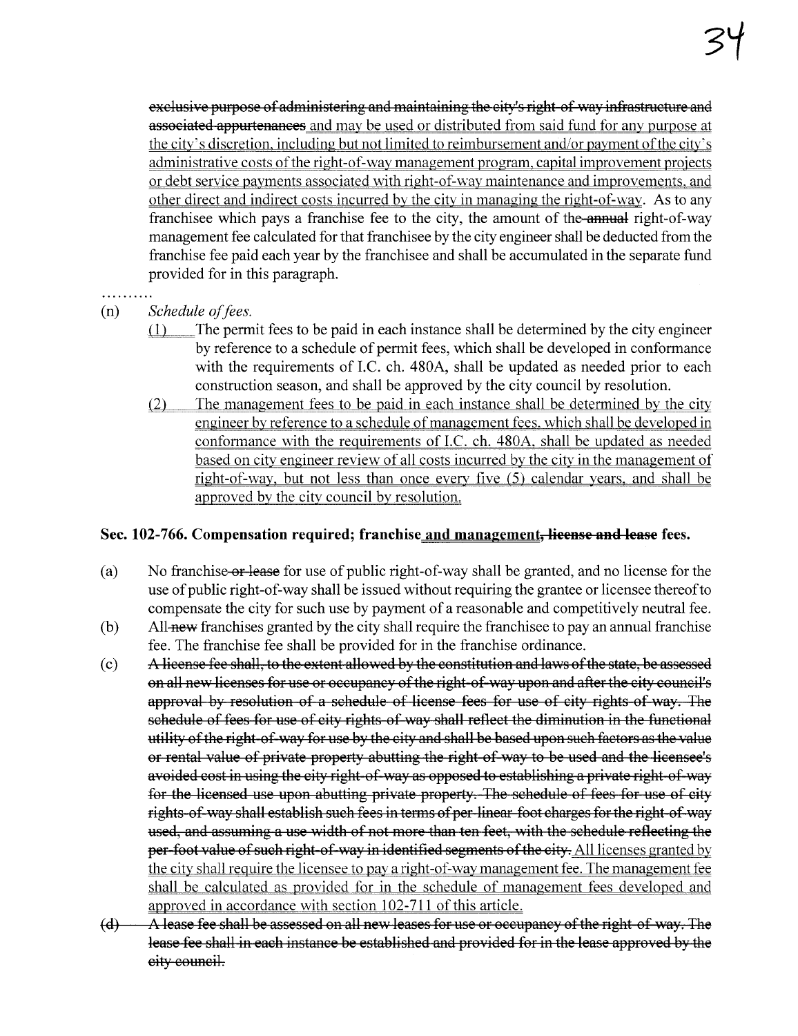~~exclusive purpose of administering and maintaining the city's right-of-way infrastructure and associated appurtenances~~ and may be used or distributed from said fund for any purpose at the city's discretion, including but not limited to reimbursement and/or payment of the city's administrative costs of the right-of-way management program, capital improvement projects or debt service payments associated with right-of-way maintenance and improvements, and other direct and indirect costs incurred by the city in managing the right-of-way. As to any franchisee which pays a franchise fee to the city, the amount of the ~~annual~~ right-of-way management fee calculated for that franchisee by the city engineer shall be deducted from the franchise fee paid each year by the franchisee and shall be accumulated in the separate fund provided for in this paragraph.

..........

(n) *Schedule of fees.*

(1) The permit fees to be paid in each instance shall be determined by the city engineer by reference to a schedule of permit fees, which shall be developed in conformance with the requirements of I.C. ch. 480A, shall be updated as needed prior to each construction season, and shall be approved by the city council by resolution.

(2) The management fees to be paid in each instance shall be determined by the city engineer by reference to a schedule of management fees, which shall be developed in conformance with the requirements of I.C. ch. 480A, shall be updated as needed based on city engineer review of all costs incurred by the city in the management of right-of-way, but not less than once every five (5) calendar years, and shall be approved by the city council by resolution.

**Sec. 102-766. Compensation required; franchise and management~~, license and lease~~ fees.**

(a) No franchise ~~or lease~~ for use of public right-of-way shall be granted, and no license for the use of public right-of-way shall be issued without requiring the grantee or licensee thereof to compensate the city for such use by payment of a reasonable and competitively neutral fee.

(b) All ~~new~~ franchises granted by the city shall require the franchisee to pay an annual franchise fee. The franchise fee shall be provided for in the franchise ordinance.

(c) ~~A license fee shall, to the extent allowed by the constitution and laws of the state, be assessed on all new licenses for use or occupancy of the right-of-way upon and after the city council's approval by resolution of a schedule of license fees for use of city rights-of-way. The schedule of fees for use of city rights-of-way shall reflect the diminution in the functional utility of the right-of-way for use by the city and shall be based upon such factors as the value or rental value of private property abutting the right-of-way to be used and the licensee's avoided cost in using the city right-of-way as opposed to establishing a private right-of-way for the licensed use upon abutting private property. The schedule of fees for use of city rights-of-way shall establish such fees in terms of per-linear-foot charges for the right-of-way used, and assuming a use width of not more than ten feet, with the schedule reflecting the per-foot value of such right-of-way in identified segments of the city.~~ All licenses granted by the city shall require the licensee to pay a right-of-way management fee. The management fee shall be calculated as provided for in the schedule of management fees developed and approved in accordance with section 102-711 of this article.

~~(d) A lease fee shall be assessed on all new leases for use or occupancy of the right-of-way. The lease fee shall in each instance be established and provided for in the lease approved by the city council.~~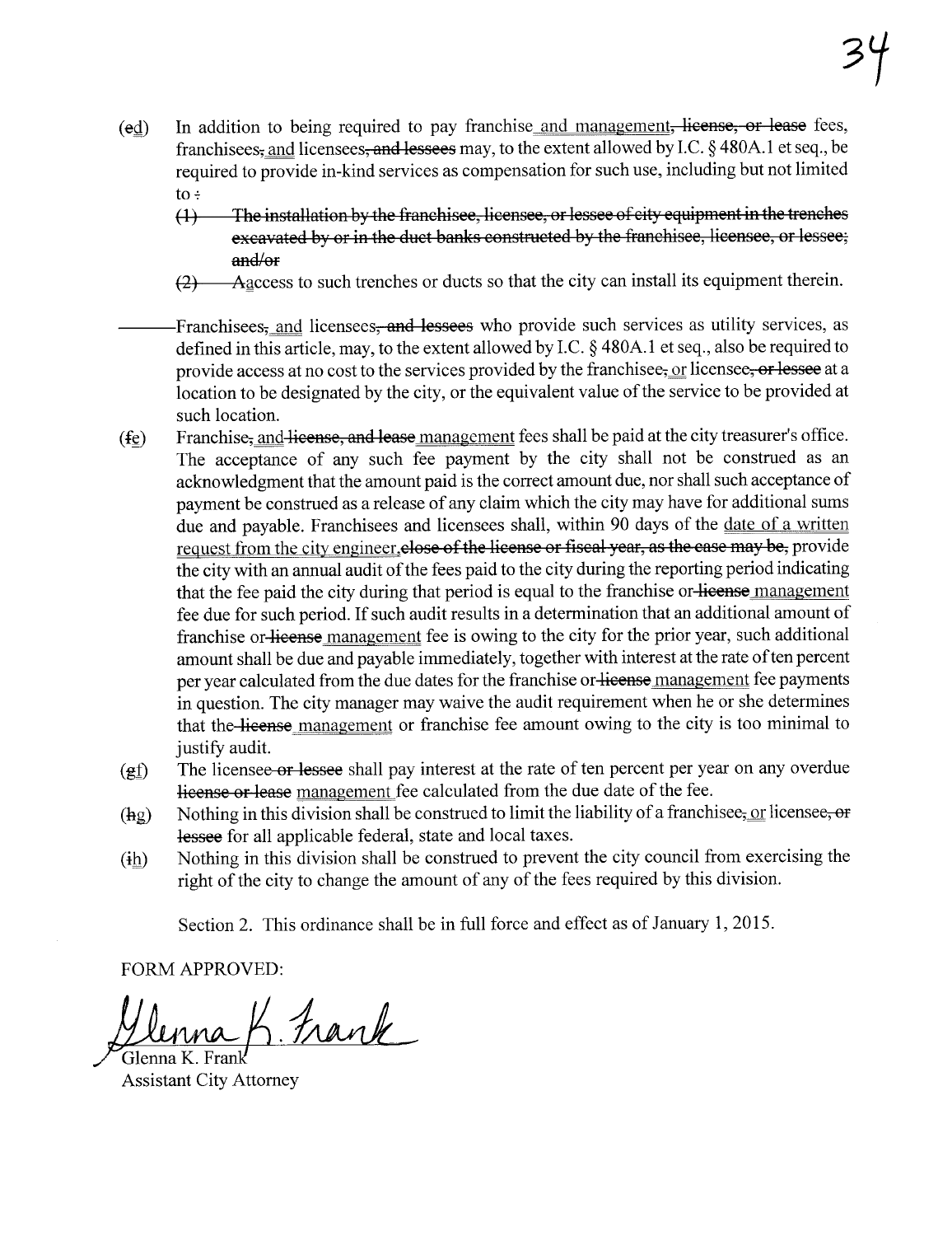(~~e~~<u>d</u>) In addition to being required to pay franchise<u> and management</u>~~, license, or lease~~ fees, franchisees~~,~~<u> and</u> licensees~~, and lessees~~ may, to the extent allowed by I.C. § 480A.1 et seq., be required to provide in-kind services as compensation for such use, including but not limited to ~~:~~

~~(1) The installation by the franchisee, licensee, or lessee of city equipment in the trenches excavated by or in the duct banks constructed by the franchisee, licensee, or lessee; and/or~~

~~(2)~~ ~~A~~<u>a</u>ccess to such trenches or ducts so that the city can install its equipment therein.

~~(e)~~ Franchisees~~,~~<u> and</u> licensees~~, and lessees~~ who provide such services as utility services, as defined in this article, may, to the extent allowed by I.C. § 480A.1 et seq., also be required to provide access at no cost to the services provided by the franchisee~~,~~<u> or</u> licensee~~, or lessee~~ at a location to be designated by the city, or the equivalent value of the service to be provided at such location.

(~~f~~<u>e</u>) Franchise~~, and license, and lease~~<u> management</u> fees shall be paid at the city treasurer's office. The acceptance of any such fee payment by the city shall not be construed as an acknowledgment that the amount paid is the correct amount due, nor shall such acceptance of payment be construed as a release of any claim which the city may have for additional sums due and payable. Franchisees and licensees shall, within 90 days of the <u>date of a written request from the city engineer,</u>~~close of the license or fiscal year, as the case may be,~~ provide the city with an annual audit of the fees paid to the city during the reporting period indicating that the fee paid the city during that period is equal to the franchise or~~ license~~<u> management</u> fee due for such period. If such audit results in a determination that an additional amount of franchise or~~ license~~<u> management</u> fee is owing to the city for the prior year, such additional amount shall be due and payable immediately, together with interest at the rate of ten percent per year calculated from the due dates for the franchise or~~ license~~<u> management</u> fee payments in question. The city manager may waive the audit requirement when he or she determines that the~~ license~~<u> management</u> or franchise fee amount owing to the city is too minimal to justify audit.

(~~g~~<u>f</u>) The licensee~~ or lessee~~ shall pay interest at the rate of ten percent per year on any overdue ~~license or lease~~ <u>management</u> fee calculated from the due date of the fee.

(~~h~~<u>g</u>) Nothing in this division shall be construed to limit the liability of a franchisee~~,~~<u> or</u> licensee~~, or lessee~~ for all applicable federal, state and local taxes.

(~~i~~<u>h</u>) Nothing in this division shall be construed to prevent the city council from exercising the right of the city to change the amount of any of the fees required by this division.

Section 2. This ordinance shall be in full force and effect as of January 1, 2015.

FORM APPROVED:

Glenna K. Frank

Glenna K. Frank
Assistant City Attorney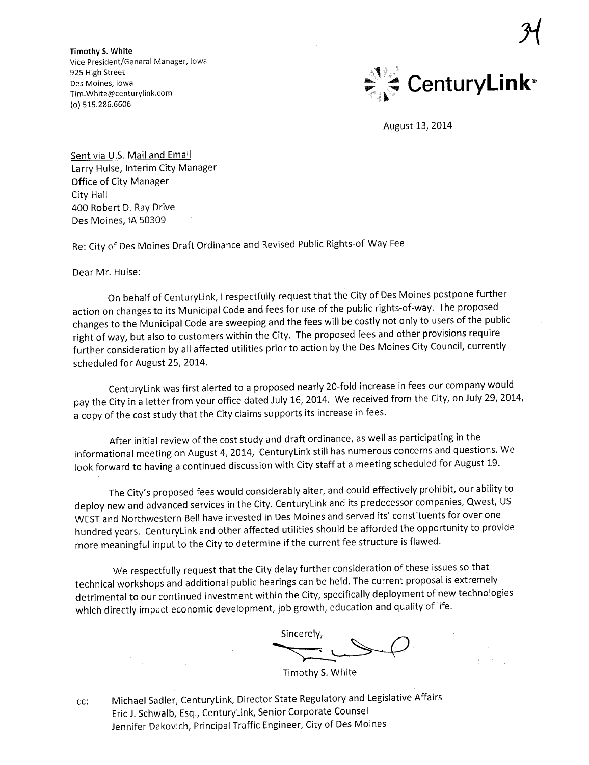**Timothy S. White**
Vice President/General Manager, Iowa
925 High Street
Des Moines, Iowa
Tim.White@centurylink.com
(o) 515.286.6606

CenturyLink®

August 13, 2014

Sent via U.S. Mail and Email
Larry Hulse, Interim City Manager
Office of City Manager
City Hall
400 Robert D. Ray Drive
Des Moines, IA 50309

Re: City of Des Moines Draft Ordinance and Revised Public Rights-of-Way Fee

Dear Mr. Hulse:

On behalf of CenturyLink, I respectfully request that the City of Des Moines postpone further action on changes to its Municipal Code and fees for use of the public rights-of-way. The proposed changes to the Municipal Code are sweeping and the fees will be costly not only to users of the public right of way, but also to customers within the City. The proposed fees and other provisions require further consideration by all affected utilities prior to action by the Des Moines City Council, currently scheduled for August 25, 2014.

CenturyLink was first alerted to a proposed nearly 20-fold increase in fees our company would pay the City in a letter from your office dated July 16, 2014. We received from the City, on July 29, 2014, a copy of the cost study that the City claims supports its increase in fees.

After initial review of the cost study and draft ordinance, as well as participating in the informational meeting on August 4, 2014, CenturyLink still has numerous concerns and questions. We look forward to having a continued discussion with City staff at a meeting scheduled for August 19.

The City's proposed fees would considerably alter, and could effectively prohibit, our ability to deploy new and advanced services in the City. CenturyLink and its predecessor companies, Qwest, US WEST and Northwestern Bell have invested in Des Moines and served its' constituents for over one hundred years. CenturyLink and other affected utilities should be afforded the opportunity to provide more meaningful input to the City to determine if the current fee structure is flawed.

We respectfully request that the City delay further consideration of these issues so that technical workshops and additional public hearings can be held. The current proposal is extremely detrimental to our continued investment within the City, specifically deployment of new technologies which directly impact economic development, job growth, education and quality of life.

Sincerely,

Timothy S. White

cc: Michael Sadler, CenturyLink, Director State Regulatory and Legislative Affairs
Eric J. Schwalb, Esq., CenturyLink, Senior Corporate Counsel
Jennifer Dakovich, Principal Traffic Engineer, City of Des Moines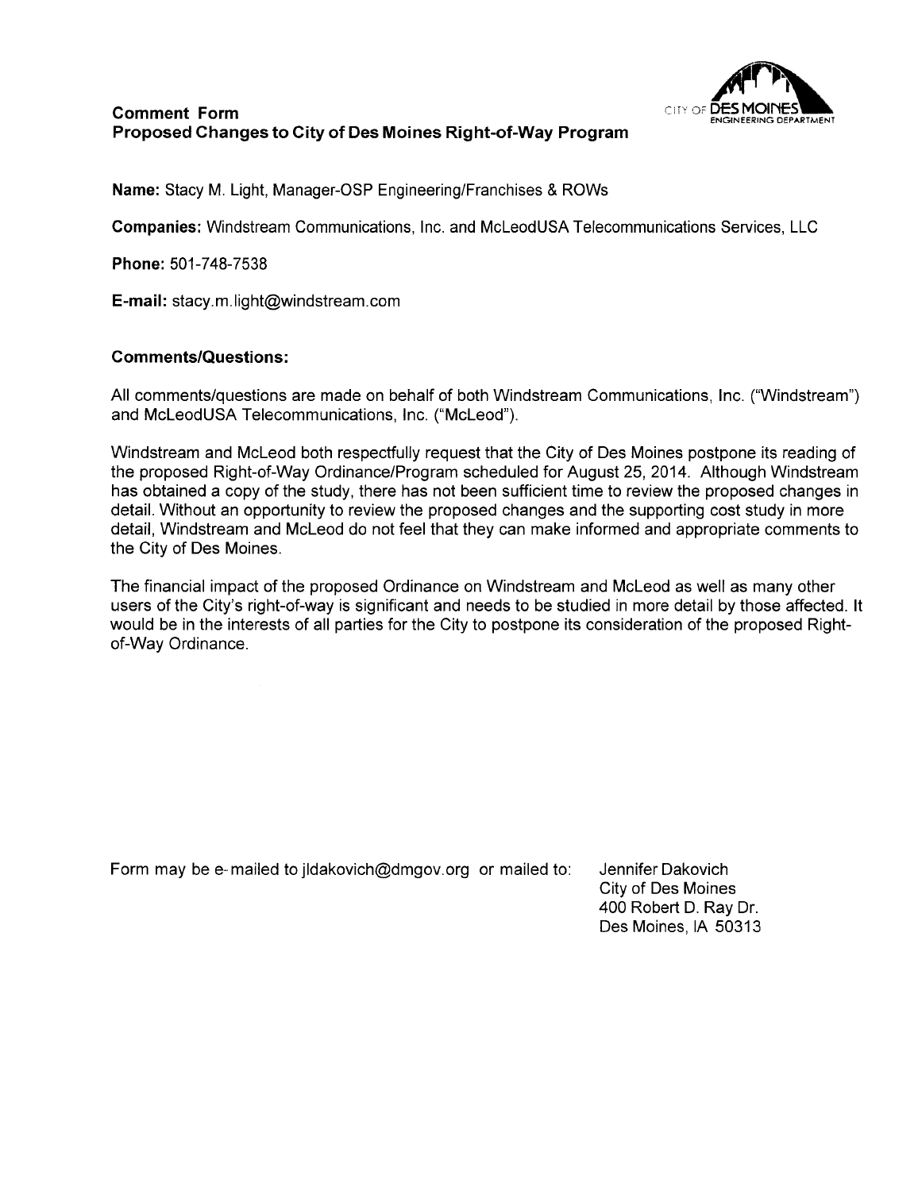## Comment Form
## Proposed Changes to City of Des Moines Right-of-Way Program

**Name:** Stacy M. Light, Manager-OSP Engineering/Franchises & ROWs

**Companies:** Windstream Communications, Inc. and McLeodUSA Telecommunications Services, LLC

**Phone:** 501-748-7538

**E-mail:** stacy.m.light@windstream.com

**Comments/Questions:**

All comments/questions are made on behalf of both Windstream Communications, Inc. ("Windstream") and McLeodUSA Telecommunications, Inc. ("McLeod").

Windstream and McLeod both respectfully request that the City of Des Moines postpone its reading of the proposed Right-of-Way Ordinance/Program scheduled for August 25, 2014. Although Windstream has obtained a copy of the study, there has not been sufficient time to review the proposed changes in detail. Without an opportunity to review the proposed changes and the supporting cost study in more detail, Windstream and McLeod do not feel that they can make informed and appropriate comments to the City of Des Moines.

The financial impact of the proposed Ordinance on Windstream and McLeod as well as many other users of the City's right-of-way is significant and needs to be studied in more detail by those affected. It would be in the interests of all parties for the City to postpone its consideration of the proposed Right-of-Way Ordinance.

Form may be e-mailed to jldakovich@dmgov.org or mailed to:

Jennifer Dakovich
City of Des Moines
400 Robert D. Ray Dr.
Des Moines, IA 50313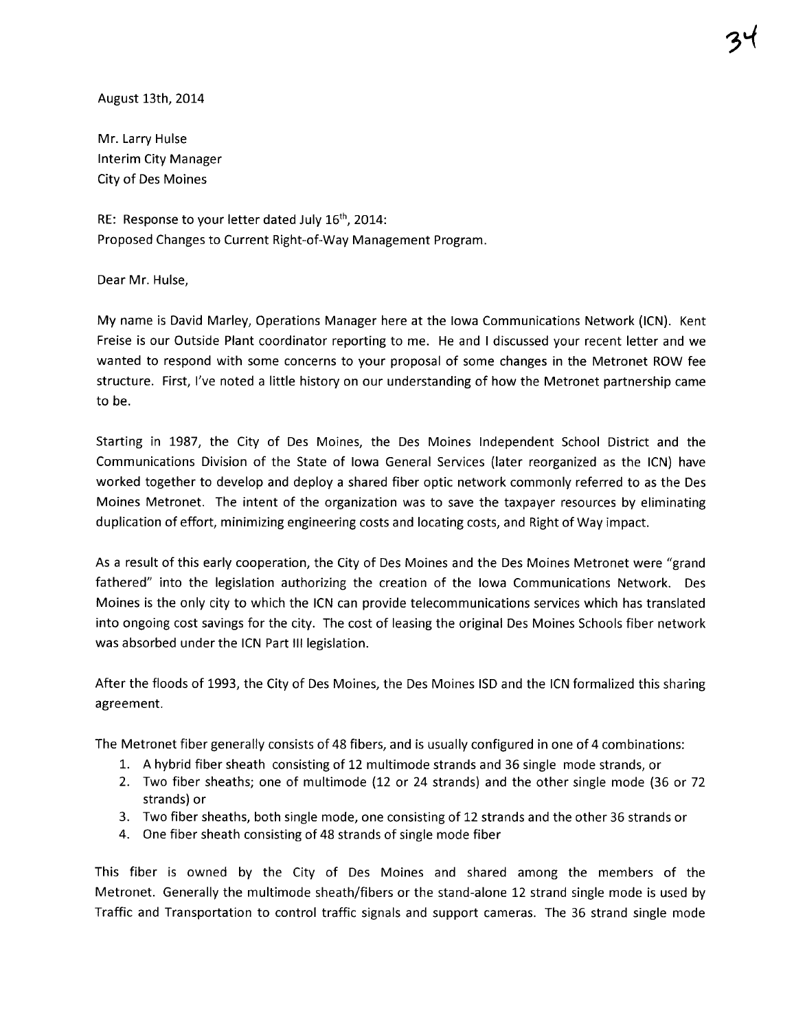August 13th, 2014

Mr. Larry Hulse
Interim City Manager
City of Des Moines

RE: Response to your letter dated July 16th, 2014:
Proposed Changes to Current Right-of-Way Management Program.

Dear Mr. Hulse,

My name is David Marley, Operations Manager here at the Iowa Communications Network (ICN). Kent Freise is our Outside Plant coordinator reporting to me. He and I discussed your recent letter and we wanted to respond with some concerns to your proposal of some changes in the Metronet ROW fee structure. First, I've noted a little history on our understanding of how the Metronet partnership came to be.

Starting in 1987, the City of Des Moines, the Des Moines Independent School District and the Communications Division of the State of Iowa General Services (later reorganized as the ICN) have worked together to develop and deploy a shared fiber optic network commonly referred to as the Des Moines Metronet. The intent of the organization was to save the taxpayer resources by eliminating duplication of effort, minimizing engineering costs and locating costs, and Right of Way impact.

As a result of this early cooperation, the City of Des Moines and the Des Moines Metronet were "grand fathered" into the legislation authorizing the creation of the Iowa Communications Network. Des Moines is the only city to which the ICN can provide telecommunications services which has translated into ongoing cost savings for the city. The cost of leasing the original Des Moines Schools fiber network was absorbed under the ICN Part III legislation.

After the floods of 1993, the City of Des Moines, the Des Moines ISD and the ICN formalized this sharing agreement.

The Metronet fiber generally consists of 48 fibers, and is usually configured in one of 4 combinations:

1. A hybrid fiber sheath consisting of 12 multimode strands and 36 single mode strands, or
2. Two fiber sheaths; one of multimode (12 or 24 strands) and the other single mode (36 or 72 strands) or
3. Two fiber sheaths, both single mode, one consisting of 12 strands and the other 36 strands or
4. One fiber sheath consisting of 48 strands of single mode fiber

This fiber is owned by the City of Des Moines and shared among the members of the Metronet. Generally the multimode sheath/fibers or the stand-alone 12 strand single mode is used by Traffic and Transportation to control traffic signals and support cameras. The 36 strand single mode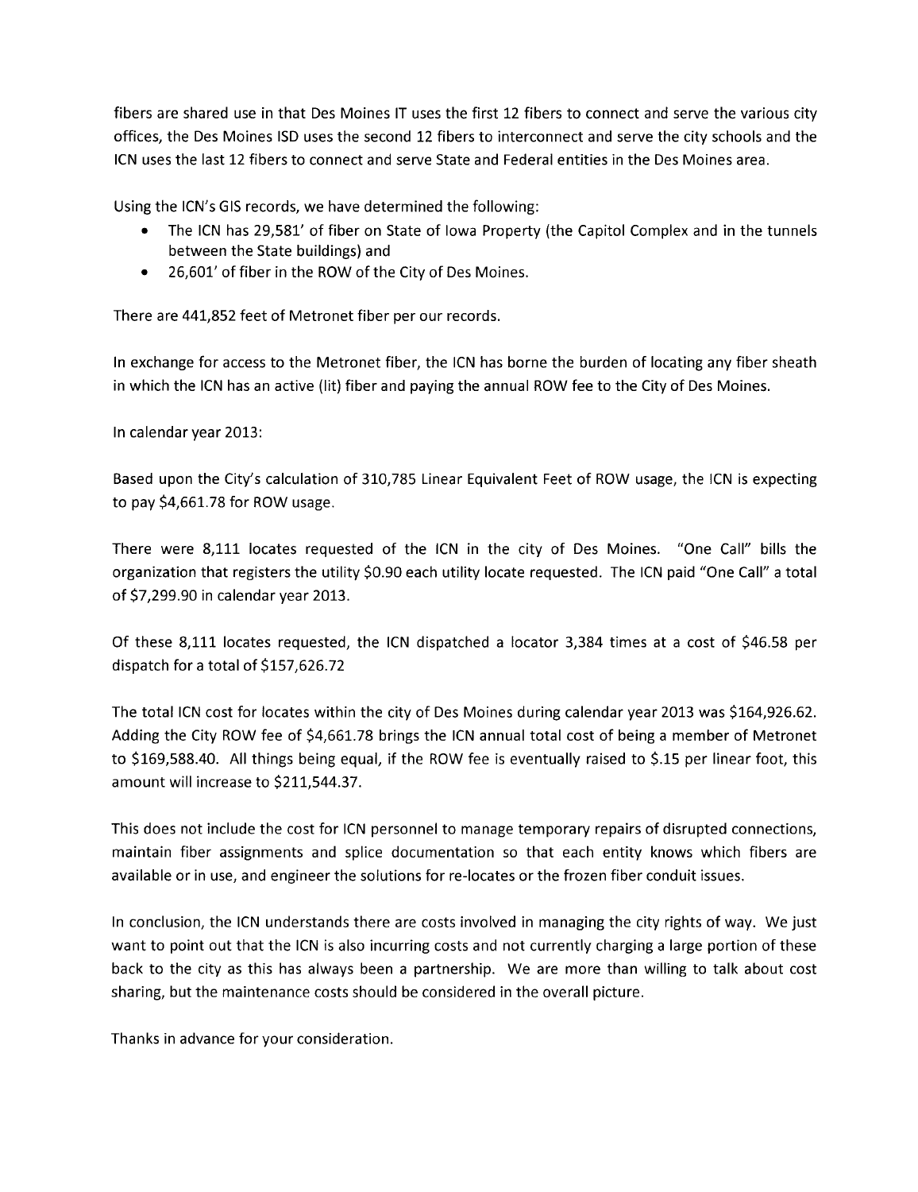fibers are shared use in that Des Moines IT uses the first 12 fibers to connect and serve the various city offices, the Des Moines ISD uses the second 12 fibers to interconnect and serve the city schools and the ICN uses the last 12 fibers to connect and serve State and Federal entities in the Des Moines area.

Using the ICN's GIS records, we have determined the following:

- The ICN has 29,581' of fiber on State of Iowa Property (the Capitol Complex and in the tunnels between the State buildings) and
- 26,601' of fiber in the ROW of the City of Des Moines.

There are 441,852 feet of Metronet fiber per our records.

In exchange for access to the Metronet fiber, the ICN has borne the burden of locating any fiber sheath in which the ICN has an active (lit) fiber and paying the annual ROW fee to the City of Des Moines.

In calendar year 2013:

Based upon the City's calculation of 310,785 Linear Equivalent Feet of ROW usage, the ICN is expecting to pay $4,661.78 for ROW usage.

There were 8,111 locates requested of the ICN in the city of Des Moines. "One Call" bills the organization that registers the utility $0.90 each utility locate requested. The ICN paid "One Call" a total of $7,299.90 in calendar year 2013.

Of these 8,111 locates requested, the ICN dispatched a locator 3,384 times at a cost of $46.58 per dispatch for a total of $157,626.72

The total ICN cost for locates within the city of Des Moines during calendar year 2013 was $164,926.62. Adding the City ROW fee of $4,661.78 brings the ICN annual total cost of being a member of Metronet to $169,588.40. All things being equal, if the ROW fee is eventually raised to $.15 per linear foot, this amount will increase to $211,544.37.

This does not include the cost for ICN personnel to manage temporary repairs of disrupted connections, maintain fiber assignments and splice documentation so that each entity knows which fibers are available or in use, and engineer the solutions for re-locates or the frozen fiber conduit issues.

In conclusion, the ICN understands there are costs involved in managing the city rights of way. We just want to point out that the ICN is also incurring costs and not currently charging a large portion of these back to the city as this has always been a partnership. We are more than willing to talk about cost sharing, but the maintenance costs should be considered in the overall picture.

Thanks in advance for your consideration.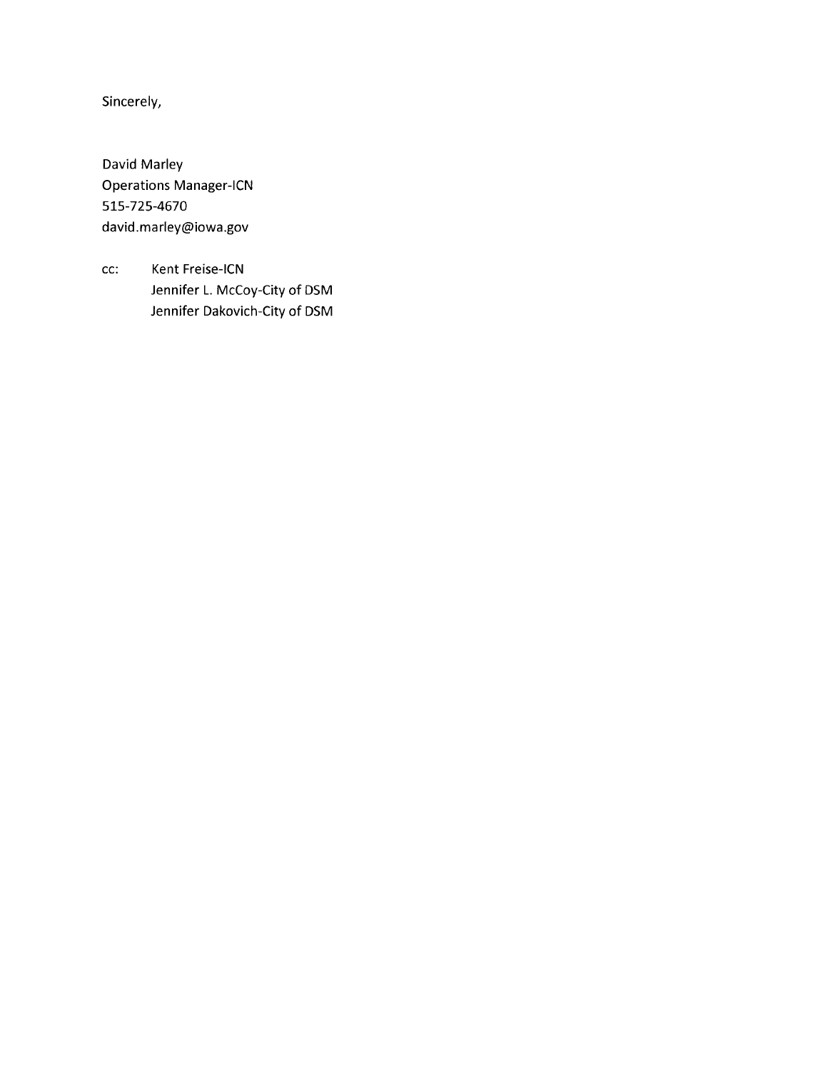Sincerely,

David Marley
Operations Manager-ICN
515-725-4670
david.marley@iowa.gov

cc: Kent Freise-ICN
Jennifer L. McCoy-City of DSM
Jennifer Dakovich-City of DSM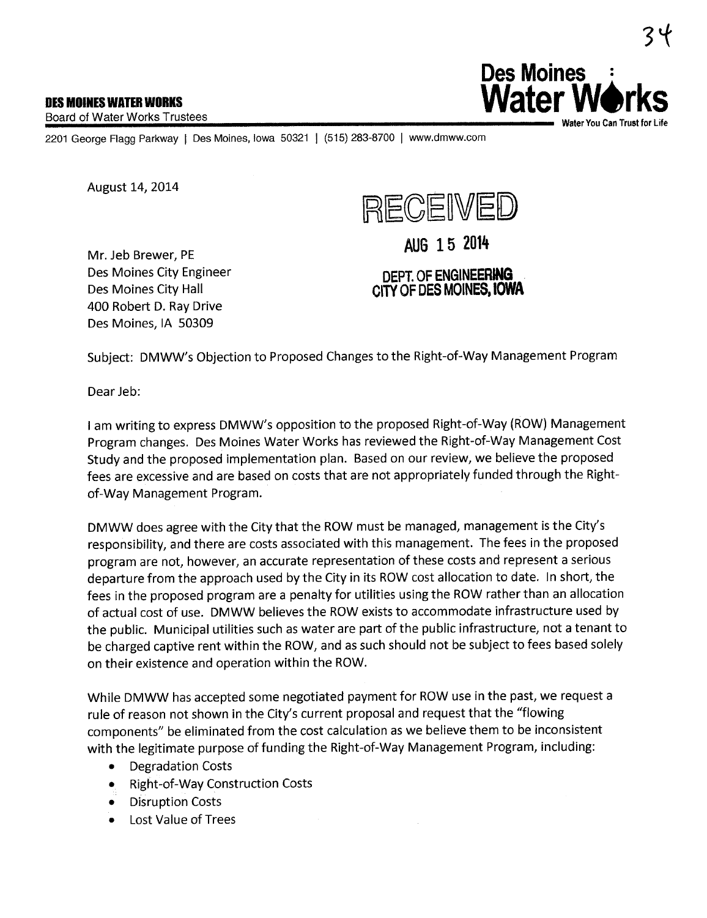**DES MOINES WATER WORKS**
Board of Water Works Trustees

**Des Moines Water Works**
Water You Can Trust for Life

2201 George Flagg Parkway | Des Moines, Iowa 50321 | (515) 283-8700 | www.dmww.com

August 14, 2014

RECEIVED

AUG 15 2014

DEPT. OF ENGINEERING
CITY OF DES MOINES, IOWA

Mr. Jeb Brewer, PE
Des Moines City Engineer
Des Moines City Hall
400 Robert D. Ray Drive
Des Moines, IA 50309

Subject: DMWW's Objection to Proposed Changes to the Right-of-Way Management Program

Dear Jeb:

I am writing to express DMWW's opposition to the proposed Right-of-Way (ROW) Management Program changes. Des Moines Water Works has reviewed the Right-of-Way Management Cost Study and the proposed implementation plan. Based on our review, we believe the proposed fees are excessive and are based on costs that are not appropriately funded through the Right-of-Way Management Program.

DMWW does agree with the City that the ROW must be managed, management is the City's responsibility, and there are costs associated with this management. The fees in the proposed program are not, however, an accurate representation of these costs and represent a serious departure from the approach used by the City in its ROW cost allocation to date. In short, the fees in the proposed program are a penalty for utilities using the ROW rather than an allocation of actual cost of use. DMWW believes the ROW exists to accommodate infrastructure used by the public. Municipal utilities such as water are part of the public infrastructure, not a tenant to be charged captive rent within the ROW, and as such should not be subject to fees based solely on their existence and operation within the ROW.

While DMWW has accepted some negotiated payment for ROW use in the past, we request a rule of reason not shown in the City's current proposal and request that the "flowing components" be eliminated from the cost calculation as we believe them to be inconsistent with the legitimate purpose of funding the Right-of-Way Management Program, including:

- Degradation Costs
- Right-of-Way Construction Costs
- Disruption Costs
- Lost Value of Trees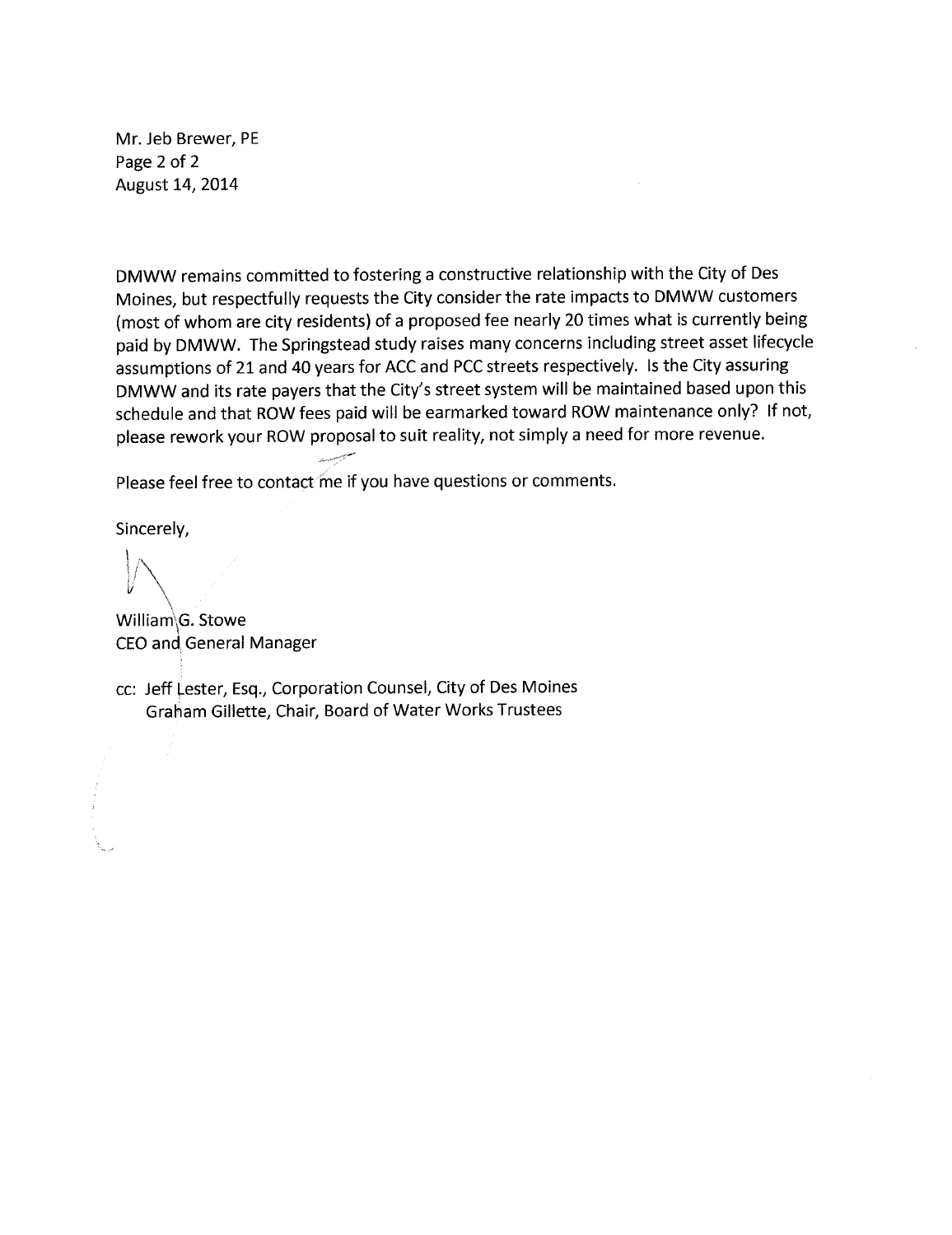Mr. Jeb Brewer, PE
Page 2 of 2
August 14, 2014

DMWW remains committed to fostering a constructive relationship with the City of Des Moines, but respectfully requests the City consider the rate impacts to DMWW customers (most of whom are city residents) of a proposed fee nearly 20 times what is currently being paid by DMWW. The Springstead study raises many concerns including street asset lifecycle assumptions of 21 and 40 years for ACC and PCC streets respectively. Is the City assuring DMWW and its rate payers that the City's street system will be maintained based upon this schedule and that ROW fees paid will be earmarked toward ROW maintenance only? If not, please rework your ROW proposal to suit reality, not simply a need for more revenue.

Please feel free to contact me if you have questions or comments.

Sincerely,

William G. Stowe
CEO and General Manager

cc: Jeff Lester, Esq., Corporation Counsel, City of Des Moines
Graham Gillette, Chair, Board of Water Works Trustees